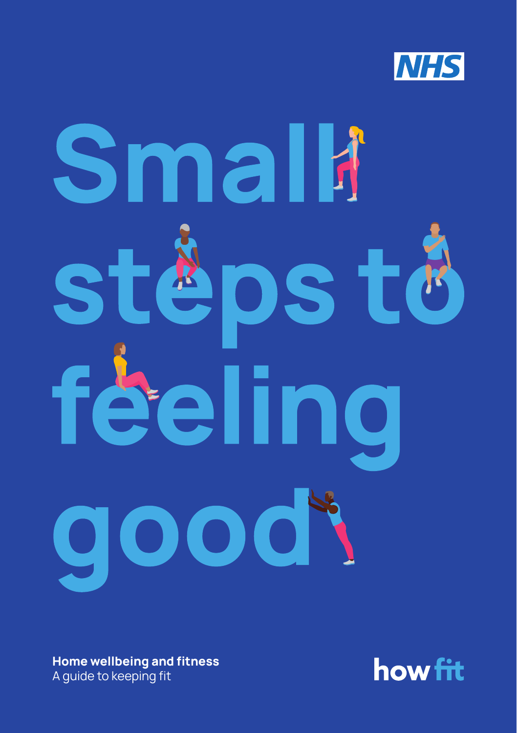NHS

# Small steps to feeling good

**Home wellbeing and fitness**
A guide to keeping fit

how fit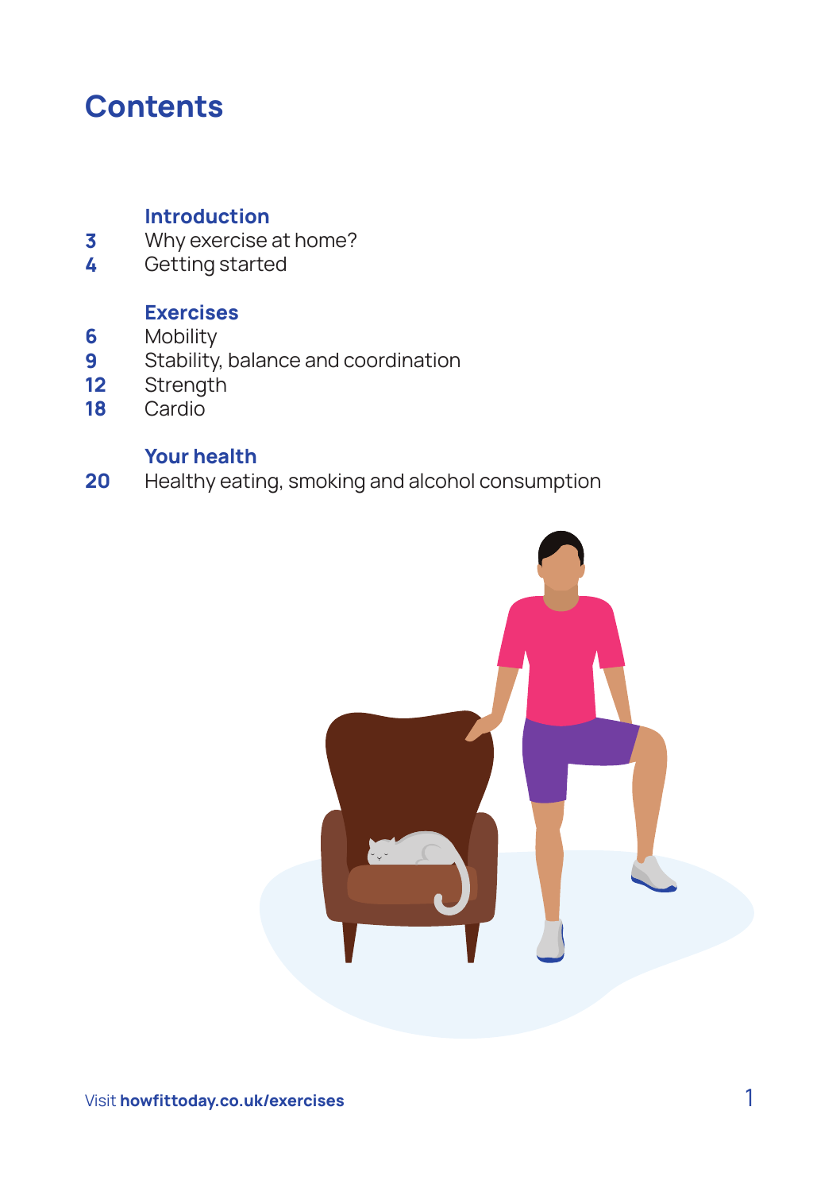# Contents

**Introduction**

- **3** Why exercise at home?
- **4** Getting started

**Exercises**

- **6** Mobility
- **9** Stability, balance and coordination
- **12** Strength
- **18** Cardio

**Your health**

- **20** Healthy eating, smoking and alcohol consumption

Visit **howfittoday.co.uk/exercises**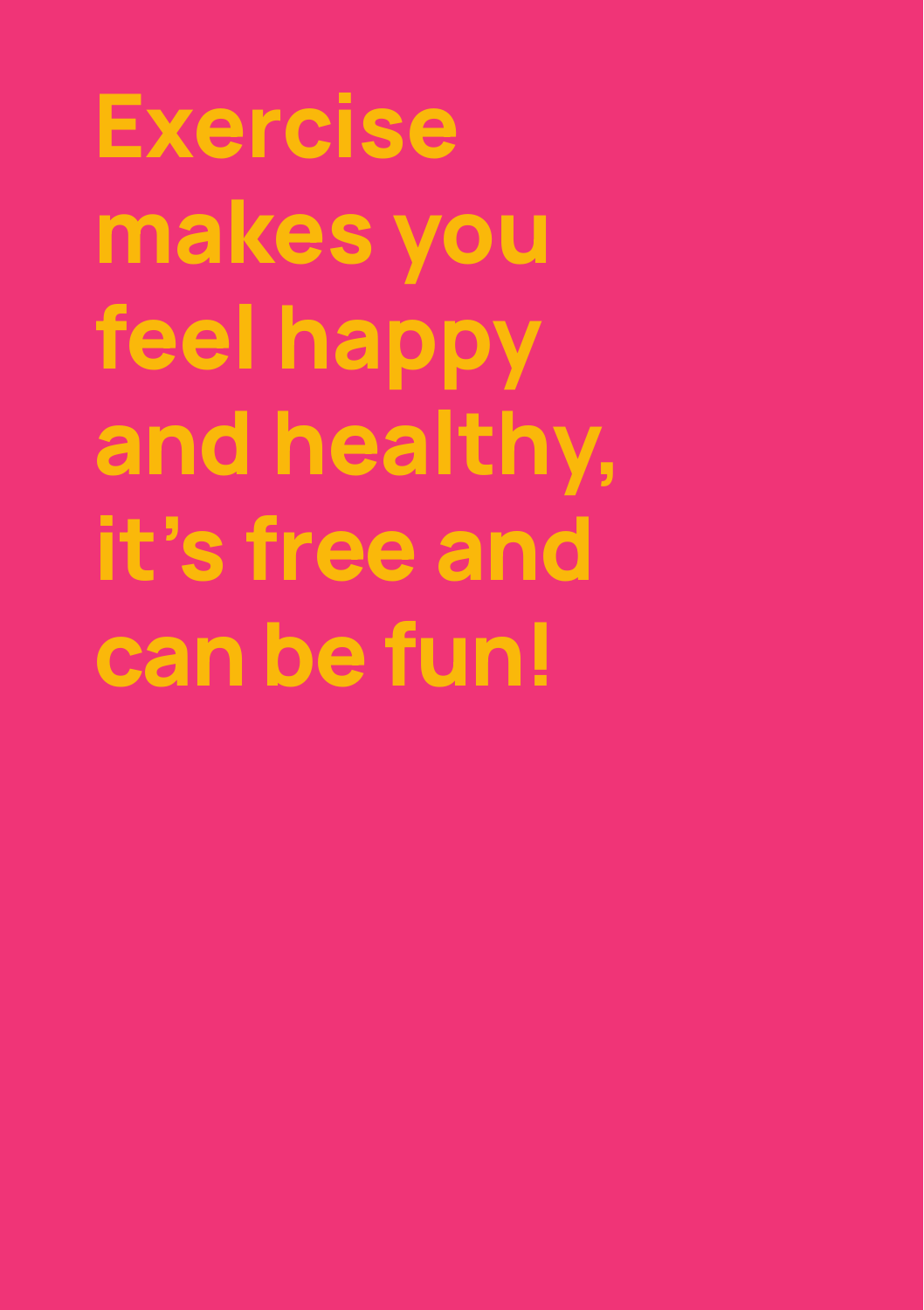# Exercise makes you feel happy and healthy, it's free and can be fun!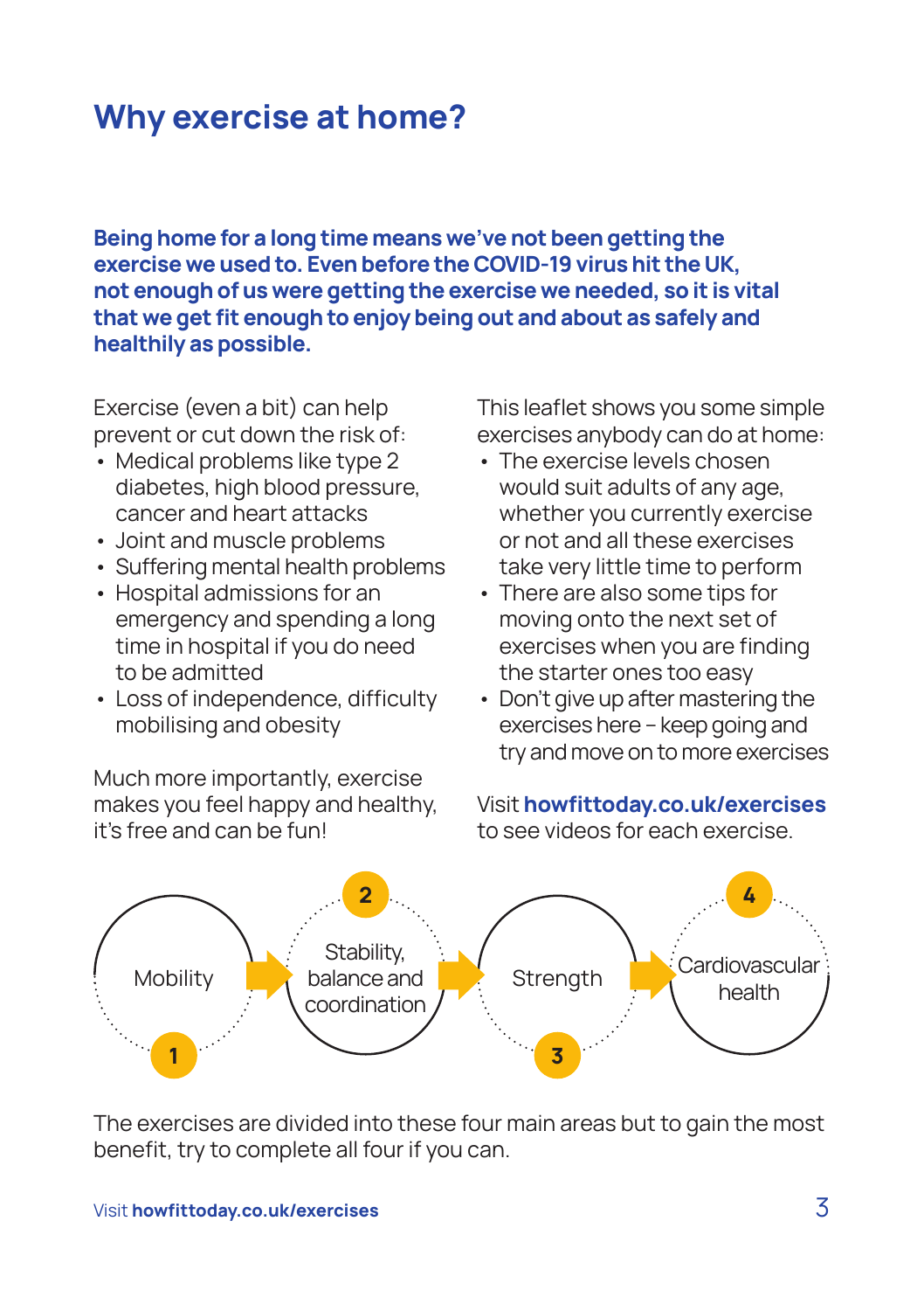# Why exercise at home?

**Being home for a long time means we've not been getting the exercise we used to. Even before the COVID-19 virus hit the UK, not enough of us were getting the exercise we needed, so it is vital that we get fit enough to enjoy being out and about as safely and healthily as possible.**

Exercise (even a bit) can help prevent or cut down the risk of:

- Medical problems like type 2 diabetes, high blood pressure, cancer and heart attacks
- Joint and muscle problems
- Suffering mental health problems
- Hospital admissions for an emergency and spending a long time in hospital if you do need to be admitted
- Loss of independence, difficulty mobilising and obesity

Much more importantly, exercise makes you feel happy and healthy, it's free and can be fun!

This leaflet shows you some simple exercises anybody can do at home:

- The exercise levels chosen would suit adults of any age, whether you currently exercise or not and all these exercises take very little time to perform
- There are also some tips for moving onto the next set of exercises when you are finding the starter ones too easy
- Don't give up after mastering the exercises here – keep going and try and move on to more exercises

Visit **howfittoday.co.uk/exercises** to see videos for each exercise.

1. Mobility
2. Stability, balance and coordination
3. Strength
4. Cardiovascular health

The exercises are divided into these four main areas but to gain the most benefit, try to complete all four if you can.

Visit **howfittoday.co.uk/exercises**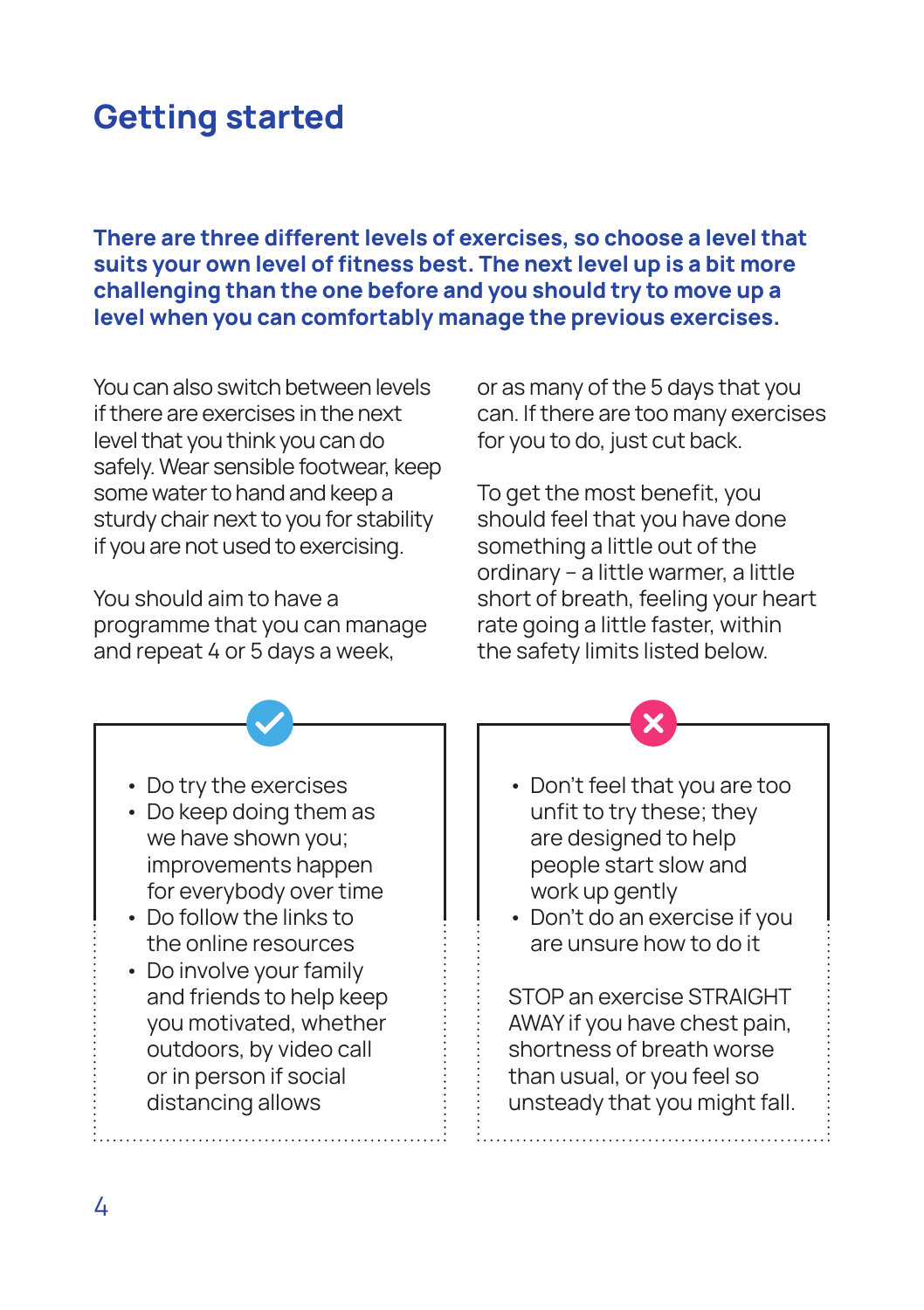# Getting started

**There are three different levels of exercises, so choose a level that suits your own level of fitness best. The next level up is a bit more challenging than the one before and you should try to move up a level when you can comfortably manage the previous exercises.**

You can also switch between levels if there are exercises in the next level that you think you can do safely. Wear sensible footwear, keep some water to hand and keep a sturdy chair next to you for stability if you are not used to exercising.

You should aim to have a programme that you can manage and repeat 4 or 5 days a week, or as many of the 5 days that you can. If there are too many exercises for you to do, just cut back.

To get the most benefit, you should feel that you have done something a little out of the ordinary – a little warmer, a little short of breath, feeling your heart rate going a little faster, within the safety limits listed below.

- Do try the exercises
- Do keep doing them as we have shown you; improvements happen for everybody over time
- Do follow the links to the online resources
- Do involve your family and friends to help keep you motivated, whether outdoors, by video call or in person if social distancing allows

- Don't feel that you are too unfit to try these; they are designed to help people start slow and work up gently
- Don't do an exercise if you are unsure how to do it

STOP an exercise STRAIGHT AWAY if you have chest pain, shortness of breath worse than usual, or you feel so unsteady that you might fall.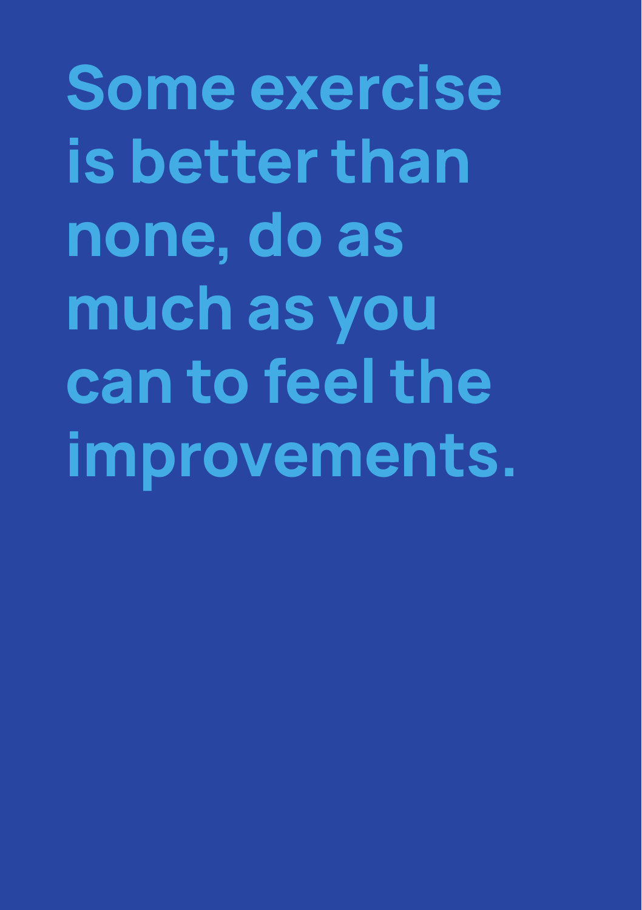# Some exercise is better than none, do as much as you can to feel the improvements.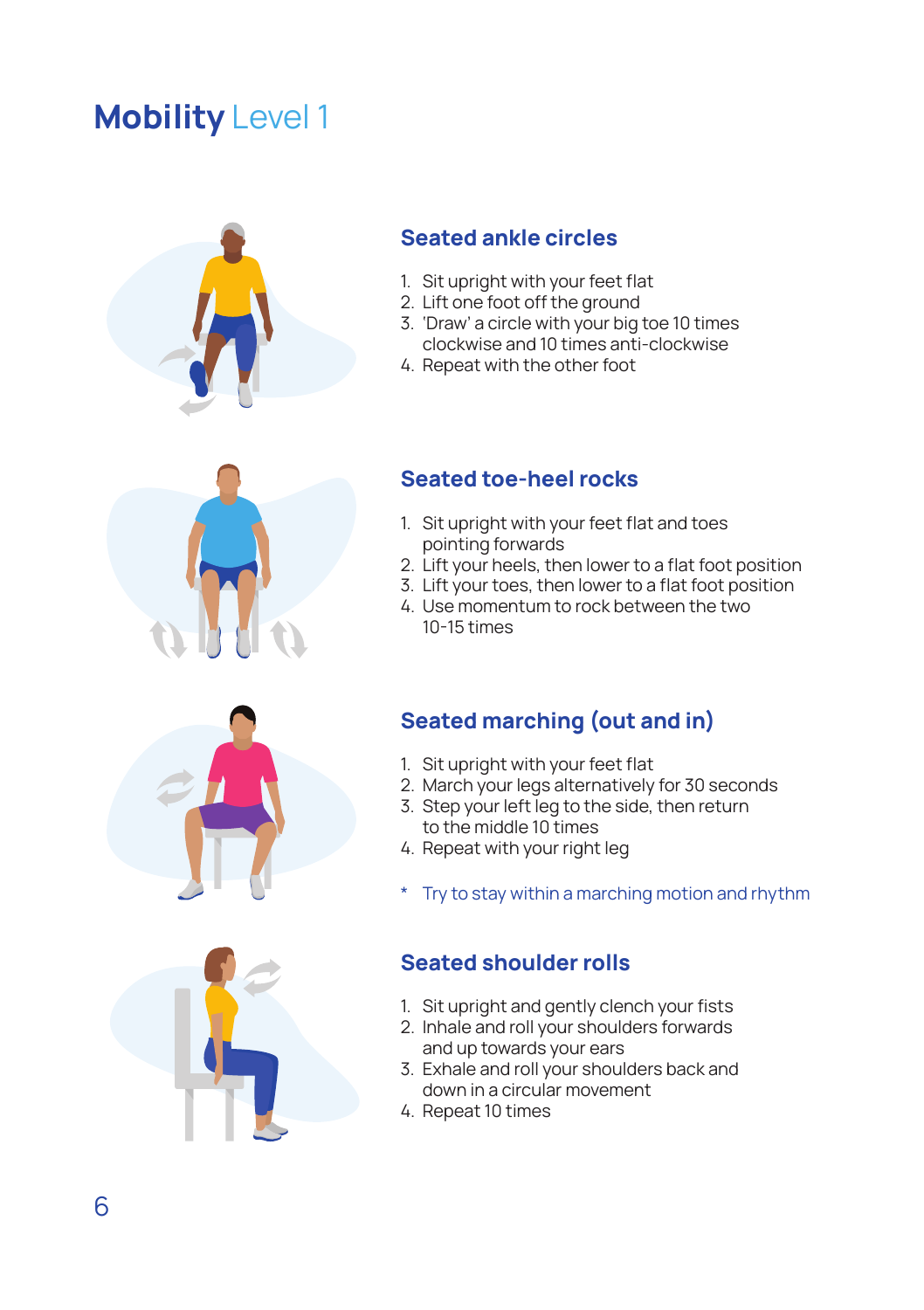# Mobility Level 1

## Seated ankle circles

1. Sit upright with your feet flat
2. Lift one foot off the ground
3. 'Draw' a circle with your big toe 10 times clockwise and 10 times anti-clockwise
4. Repeat with the other foot

## Seated toe-heel rocks

1. Sit upright with your feet flat and toes pointing forwards
2. Lift your heels, then lower to a flat foot position
3. Lift your toes, then lower to a flat foot position
4. Use momentum to rock between the two 10-15 times

## Seated marching (out and in)

1. Sit upright with your feet flat
2. March your legs alternatively for 30 seconds
3. Step your left leg to the side, then return to the middle 10 times
4. Repeat with your right leg

\* Try to stay within a marching motion and rhythm

## Seated shoulder rolls

1. Sit upright and gently clench your fists
2. Inhale and roll your shoulders forwards and up towards your ears
3. Exhale and roll your shoulders back and down in a circular movement
4. Repeat 10 times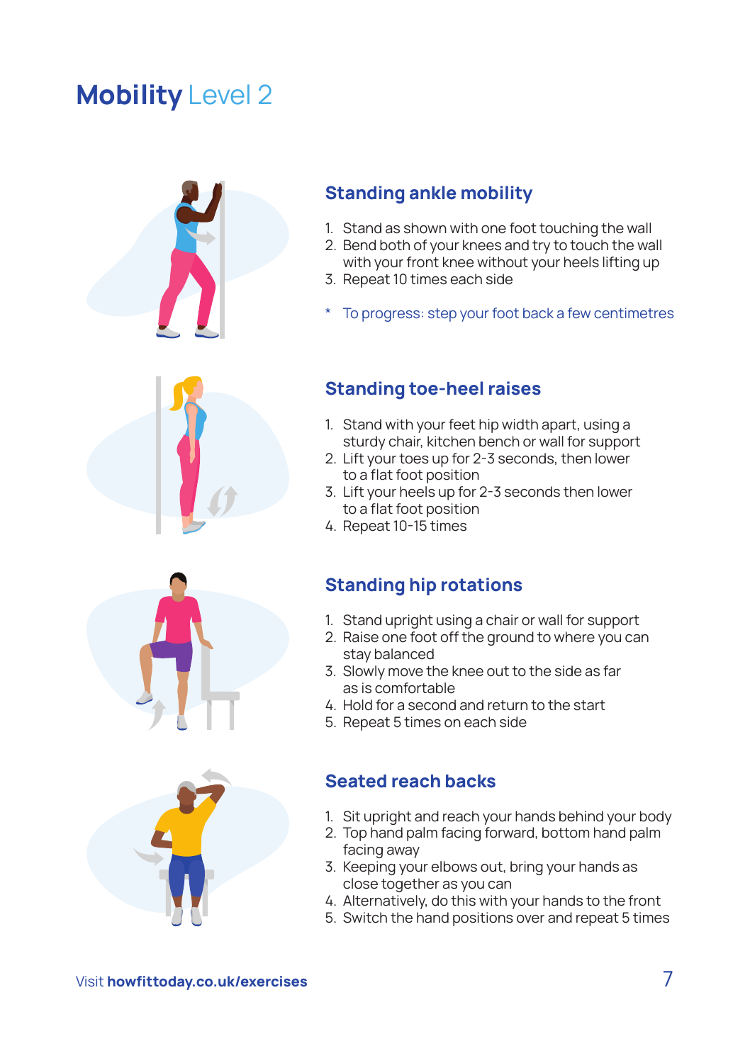# Mobility Level 2

## Standing ankle mobility

1. Stand as shown with one foot touching the wall
2. Bend both of your knees and try to touch the wall with your front knee without your heels lifting up
3. Repeat 10 times each side

* To progress: step your foot back a few centimetres

## Standing toe-heel raises

1. Stand with your feet hip width apart, using a sturdy chair, kitchen bench or wall for support
2. Lift your toes up for 2-3 seconds, then lower to a flat foot position
3. Lift your heels up for 2-3 seconds then lower to a flat foot position
4. Repeat 10-15 times

## Standing hip rotations

1. Stand upright using a chair or wall for support
2. Raise one foot off the ground to where you can stay balanced
3. Slowly move the knee out to the side as far as is comfortable
4. Hold for a second and return to the start
5. Repeat 5 times on each side

## Seated reach backs

1. Sit upright and reach your hands behind your body
2. Top hand palm facing forward, bottom hand palm facing away
3. Keeping your elbows out, bring your hands as close together as you can
4. Alternatively, do this with your hands to the front
5. Switch the hand positions over and repeat 5 times

Visit **howfittoday.co.uk/exercises**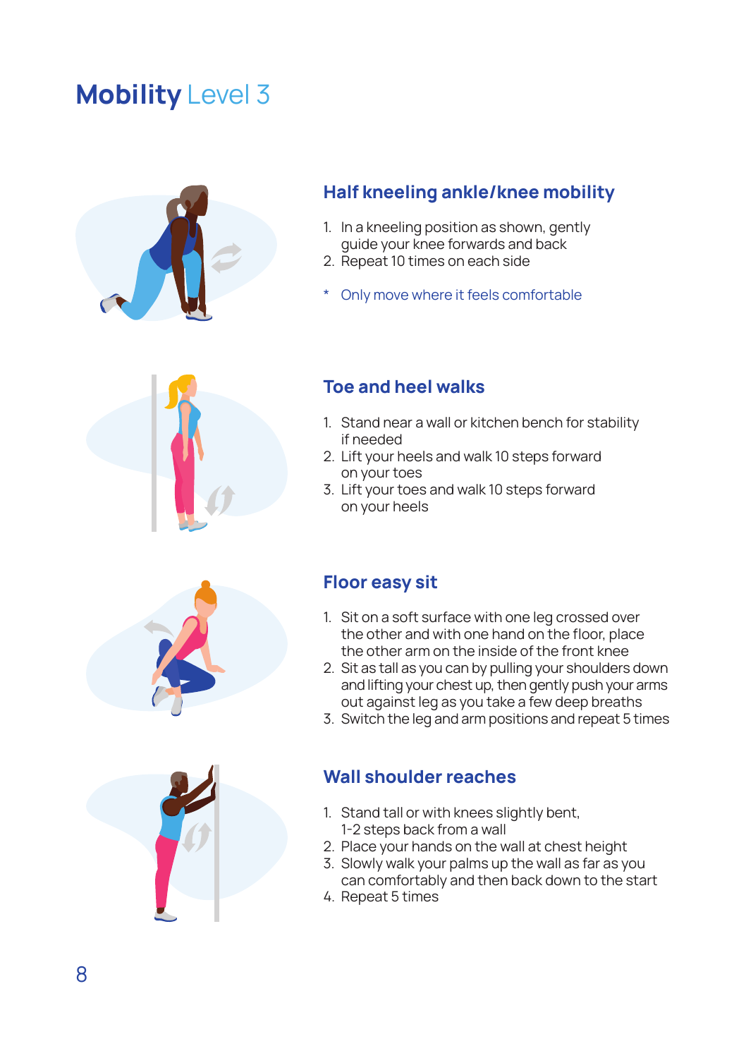# Mobility Level 3

## Half kneeling ankle/knee mobility

1. In a kneeling position as shown, gently guide your knee forwards and back
2. Repeat 10 times on each side

\* Only move where it feels comfortable

## Toe and heel walks

1. Stand near a wall or kitchen bench for stability if needed
2. Lift your heels and walk 10 steps forward on your toes
3. Lift your toes and walk 10 steps forward on your heels

## Floor easy sit

1. Sit on a soft surface with one leg crossed over the other and with one hand on the floor, place the other arm on the inside of the front knee
2. Sit as tall as you can by pulling your shoulders down and lifting your chest up, then gently push your arms out against leg as you take a few deep breaths
3. Switch the leg and arm positions and repeat 5 times

## Wall shoulder reaches

1. Stand tall or with knees slightly bent, 1-2 steps back from a wall
2. Place your hands on the wall at chest height
3. Slowly walk your palms up the wall as far as you can comfortably and then back down to the start
4. Repeat 5 times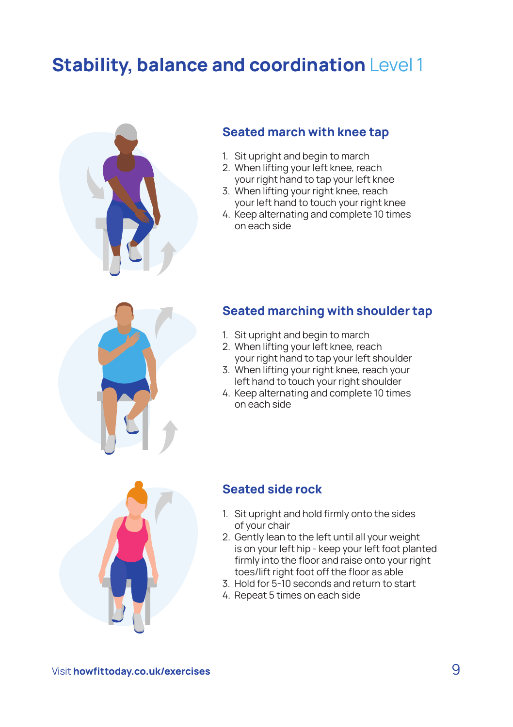# Stability, balance and coordination Level 1

## Seated march with knee tap

1. Sit upright and begin to march
2. When lifting your left knee, reach your right hand to tap your left knee
3. When lifting your right knee, reach your left hand to touch your right knee
4. Keep alternating and complete 10 times on each side

## Seated marching with shoulder tap

1. Sit upright and begin to march
2. When lifting your left knee, reach your right hand to tap your left shoulder
3. When lifting your right knee, reach your left hand to touch your right shoulder
4. Keep alternating and complete 10 times on each side

## Seated side rock

1. Sit upright and hold firmly onto the sides of your chair
2. Gently lean to the left until all your weight is on your left hip - keep your left foot planted firmly into the floor and raise onto your right toes/lift right foot off the floor as able
3. Hold for 5-10 seconds and return to start
4. Repeat 5 times on each side

Visit **howfittoday.co.uk/exercises**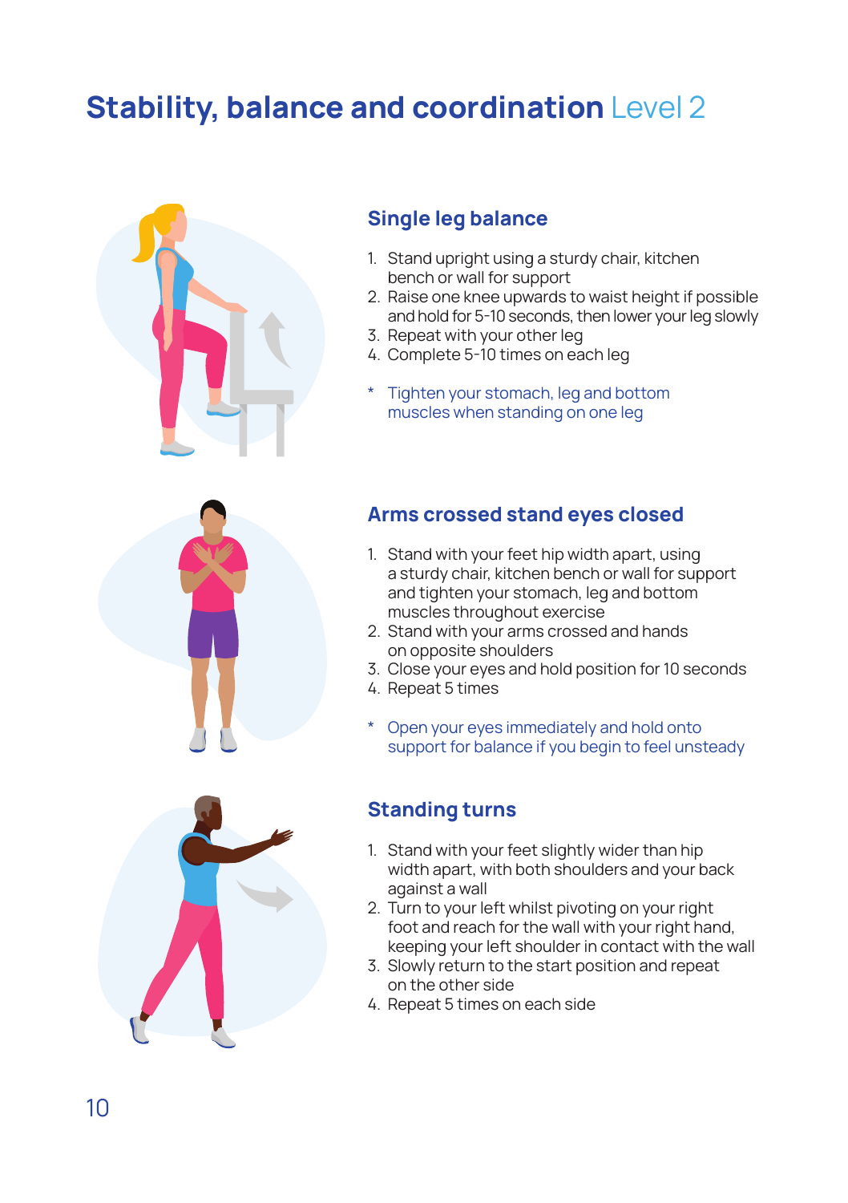# Stability, balance and coordination Level 2

## Single leg balance

1. Stand upright using a sturdy chair, kitchen bench or wall for support
2. Raise one knee upwards to waist height if possible and hold for 5-10 seconds, then lower your leg slowly
3. Repeat with your other leg
4. Complete 5-10 times on each leg

\* Tighten your stomach, leg and bottom muscles when standing on one leg

## Arms crossed stand eyes closed

1. Stand with your feet hip width apart, using a sturdy chair, kitchen bench or wall for support and tighten your stomach, leg and bottom muscles throughout exercise
2. Stand with your arms crossed and hands on opposite shoulders
3. Close your eyes and hold position for 10 seconds
4. Repeat 5 times

\* Open your eyes immediately and hold onto support for balance if you begin to feel unsteady

## Standing turns

1. Stand with your feet slightly wider than hip width apart, with both shoulders and your back against a wall
2. Turn to your left whilst pivoting on your right foot and reach for the wall with your right hand, keeping your left shoulder in contact with the wall
3. Slowly return to the start position and repeat on the other side
4. Repeat 5 times on each side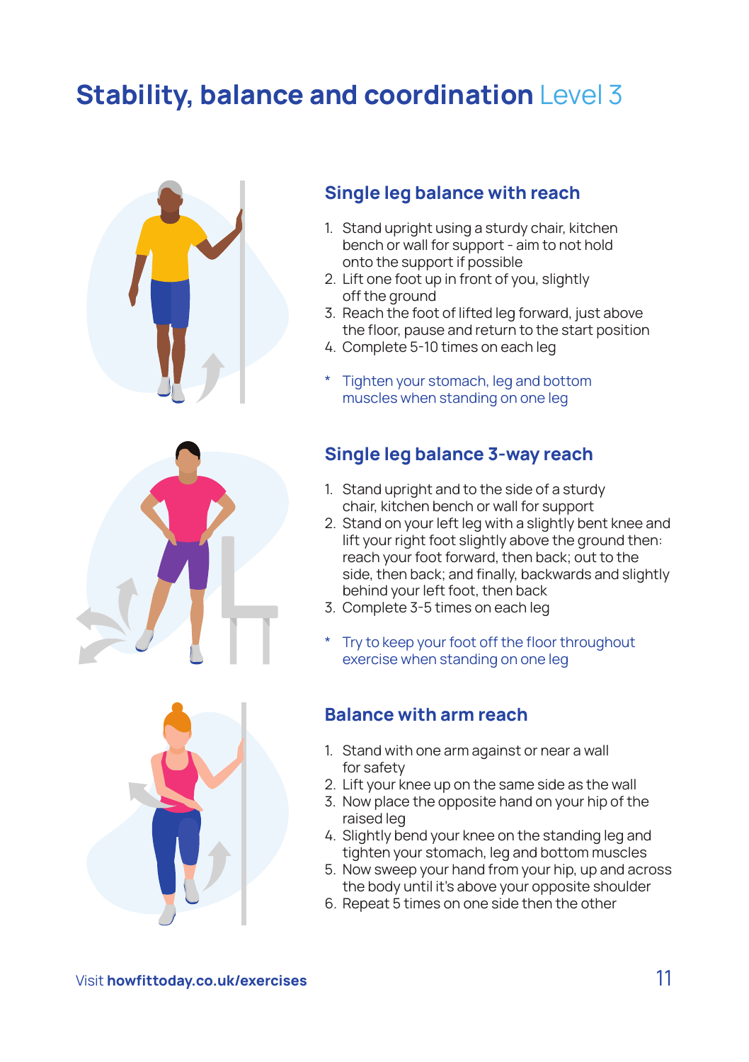# Stability, balance and coordination Level 3

## Single leg balance with reach

1. Stand upright using a sturdy chair, kitchen bench or wall for support - aim to not hold onto the support if possible
2. Lift one foot up in front of you, slightly off the ground
3. Reach the foot of lifted leg forward, just above the floor, pause and return to the start position
4. Complete 5-10 times on each leg

* Tighten your stomach, leg and bottom muscles when standing on one leg

## Single leg balance 3-way reach

1. Stand upright and to the side of a sturdy chair, kitchen bench or wall for support
2. Stand on your left leg with a slightly bent knee and lift your right foot slightly above the ground then: reach your foot forward, then back; out to the side, then back; and finally, backwards and slightly behind your left foot, then back
3. Complete 3-5 times on each leg

* Try to keep your foot off the floor throughout exercise when standing on one leg

## Balance with arm reach

1. Stand with one arm against or near a wall for safety
2. Lift your knee up on the same side as the wall
3. Now place the opposite hand on your hip of the raised leg
4. Slightly bend your knee on the standing leg and tighten your stomach, leg and bottom muscles
5. Now sweep your hand from your hip, up and across the body until it's above your opposite shoulder
6. Repeat 5 times on one side then the other

Visit **howfittoday.co.uk/exercises**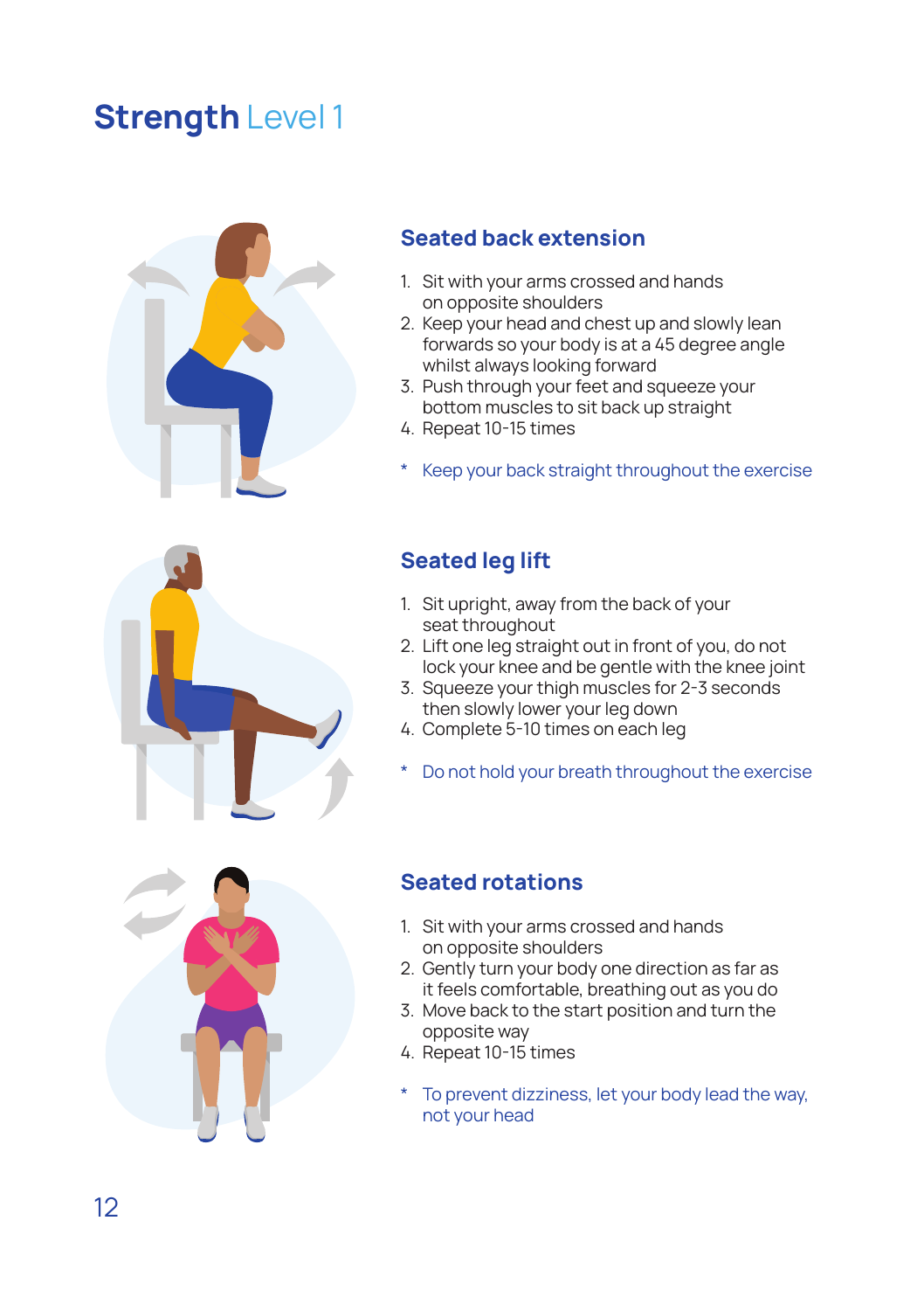# Strength Level 1

## Seated back extension

1. Sit with your arms crossed and hands on opposite shoulders
2. Keep your head and chest up and slowly lean forwards so your body is at a 45 degree angle whilst always looking forward
3. Push through your feet and squeeze your bottom muscles to sit back up straight
4. Repeat 10-15 times

* Keep your back straight throughout the exercise

## Seated leg lift

1. Sit upright, away from the back of your seat throughout
2. Lift one leg straight out in front of you, do not lock your knee and be gentle with the knee joint
3. Squeeze your thigh muscles for 2-3 seconds then slowly lower your leg down
4. Complete 5-10 times on each leg

* Do not hold your breath throughout the exercise

## Seated rotations

1. Sit with your arms crossed and hands on opposite shoulders
2. Gently turn your body one direction as far as it feels comfortable, breathing out as you do
3. Move back to the start position and turn the opposite way
4. Repeat 10-15 times

* To prevent dizziness, let your body lead the way, not your head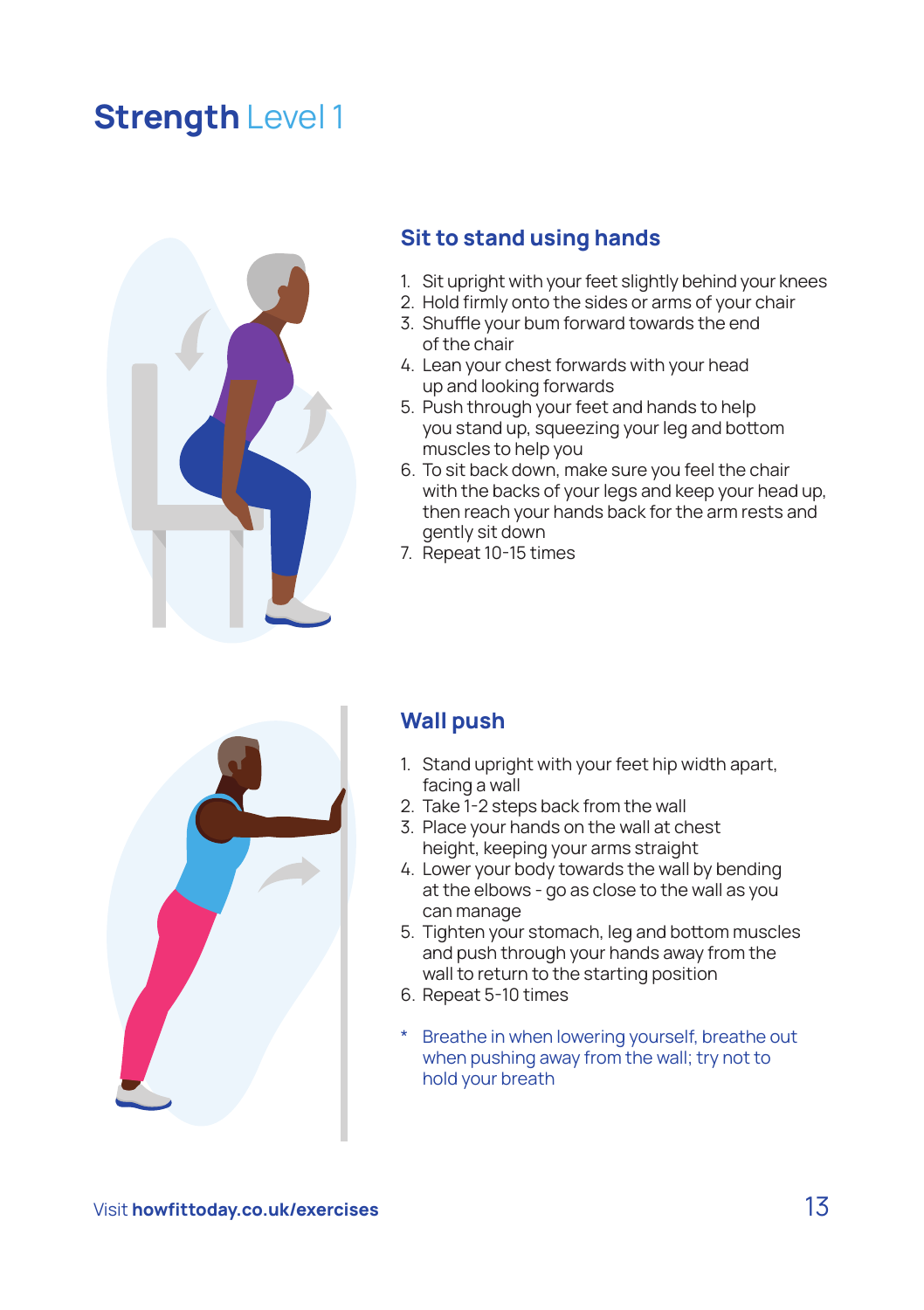# **Strength** Level 1

## Sit to stand using hands

1. Sit upright with your feet slightly behind your knees
2. Hold firmly onto the sides or arms of your chair
3. Shuffle your bum forward towards the end of the chair
4. Lean your chest forwards with your head up and looking forwards
5. Push through your feet and hands to help you stand up, squeezing your leg and bottom muscles to help you
6. To sit back down, make sure you feel the chair with the backs of your legs and keep your head up, then reach your hands back for the arm rests and gently sit down
7. Repeat 10-15 times

## Wall push

1. Stand upright with your feet hip width apart, facing a wall
2. Take 1-2 steps back from the wall
3. Place your hands on the wall at chest height, keeping your arms straight
4. Lower your body towards the wall by bending at the elbows - go as close to the wall as you can manage
5. Tighten your stomach, leg and bottom muscles and push through your hands away from the wall to return to the starting position
6. Repeat 5-10 times

\* Breathe in when lowering yourself, breathe out when pushing away from the wall; try not to hold your breath

Visit **howfittoday.co.uk/exercises**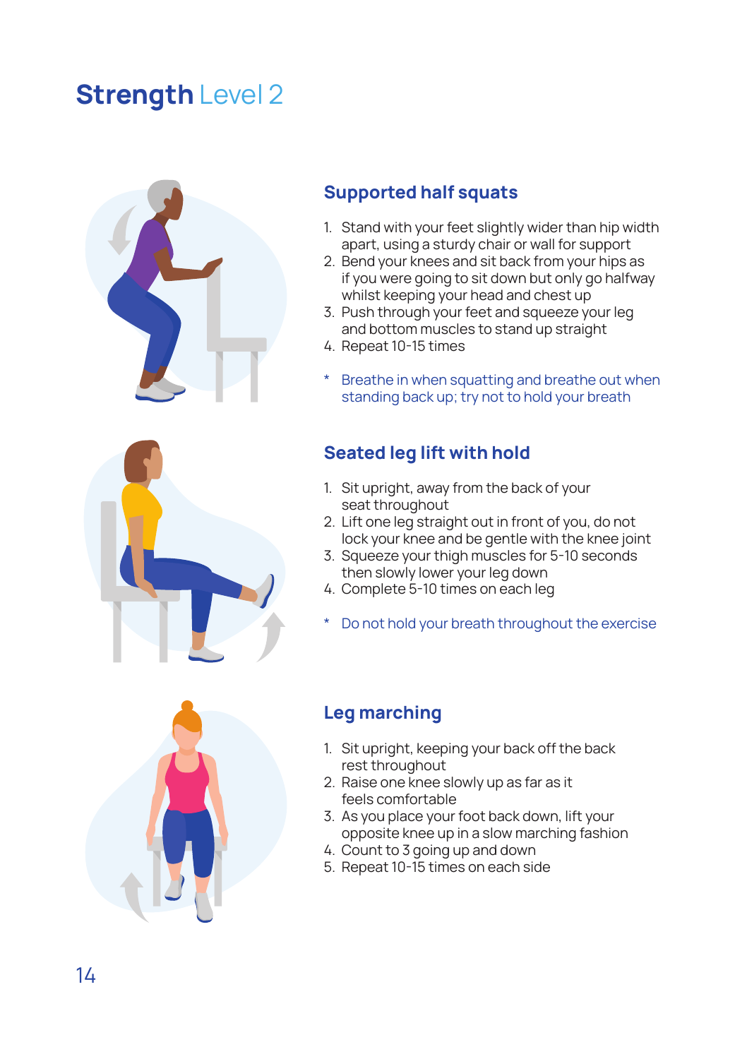# Strength Level 2

## Supported half squats

1. Stand with your feet slightly wider than hip width apart, using a sturdy chair or wall for support
2. Bend your knees and sit back from your hips as if you were going to sit down but only go halfway whilst keeping your head and chest up
3. Push through your feet and squeeze your leg and bottom muscles to stand up straight
4. Repeat 10-15 times

\* Breathe in when squatting and breathe out when standing back up; try not to hold your breath

## Seated leg lift with hold

1. Sit upright, away from the back of your seat throughout
2. Lift one leg straight out in front of you, do not lock your knee and be gentle with the knee joint
3. Squeeze your thigh muscles for 5-10 seconds then slowly lower your leg down
4. Complete 5-10 times on each leg

\* Do not hold your breath throughout the exercise

## Leg marching

1. Sit upright, keeping your back off the back rest throughout
2. Raise one knee slowly up as far as it feels comfortable
3. As you place your foot back down, lift your opposite knee up in a slow marching fashion
4. Count to 3 going up and down
5. Repeat 10-15 times on each side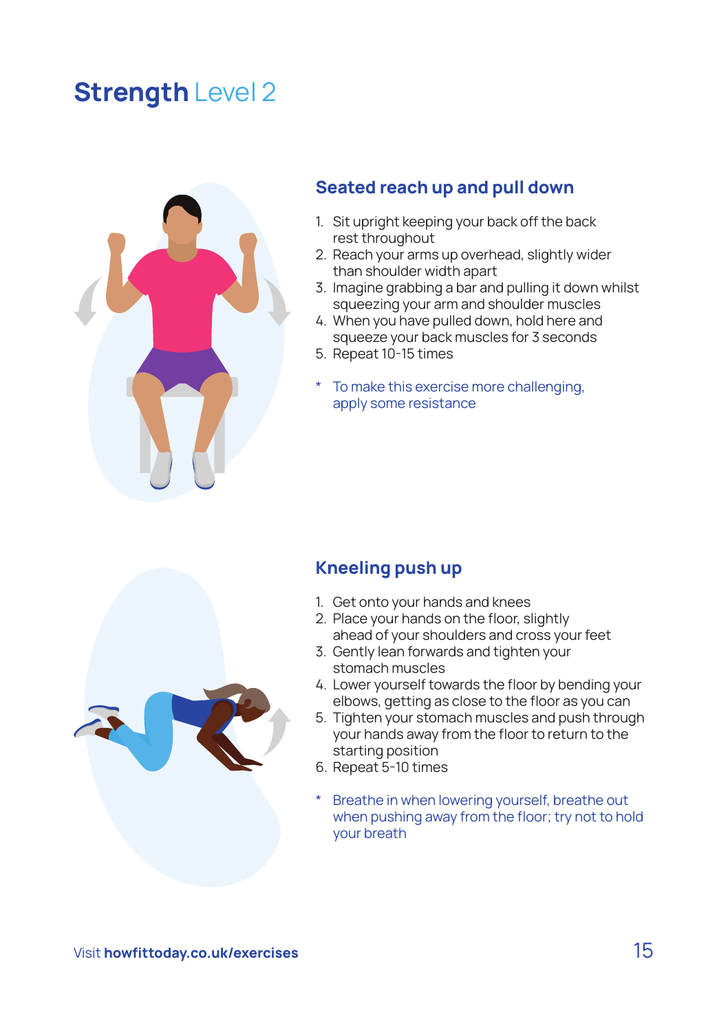# Strength Level 2

## Seated reach up and pull down

1. Sit upright keeping your back off the back rest throughout
2. Reach your arms up overhead, slightly wider than shoulder width apart
3. Imagine grabbing a bar and pulling it down whilst squeezing your arm and shoulder muscles
4. When you have pulled down, hold here and squeeze your back muscles for 3 seconds
5. Repeat 10-15 times

\* To make this exercise more challenging, apply some resistance

## Kneeling push up

1. Get onto your hands and knees
2. Place your hands on the floor, slightly ahead of your shoulders and cross your feet
3. Gently lean forwards and tighten your stomach muscles
4. Lower yourself towards the floor by bending your elbows, getting as close to the floor as you can
5. Tighten your stomach muscles and push through your hands away from the floor to return to the starting position
6. Repeat 5-10 times

\* Breathe in when lowering yourself, breathe out when pushing away from the floor; try not to hold your breath

Visit **howfittoday.co.uk/exercises**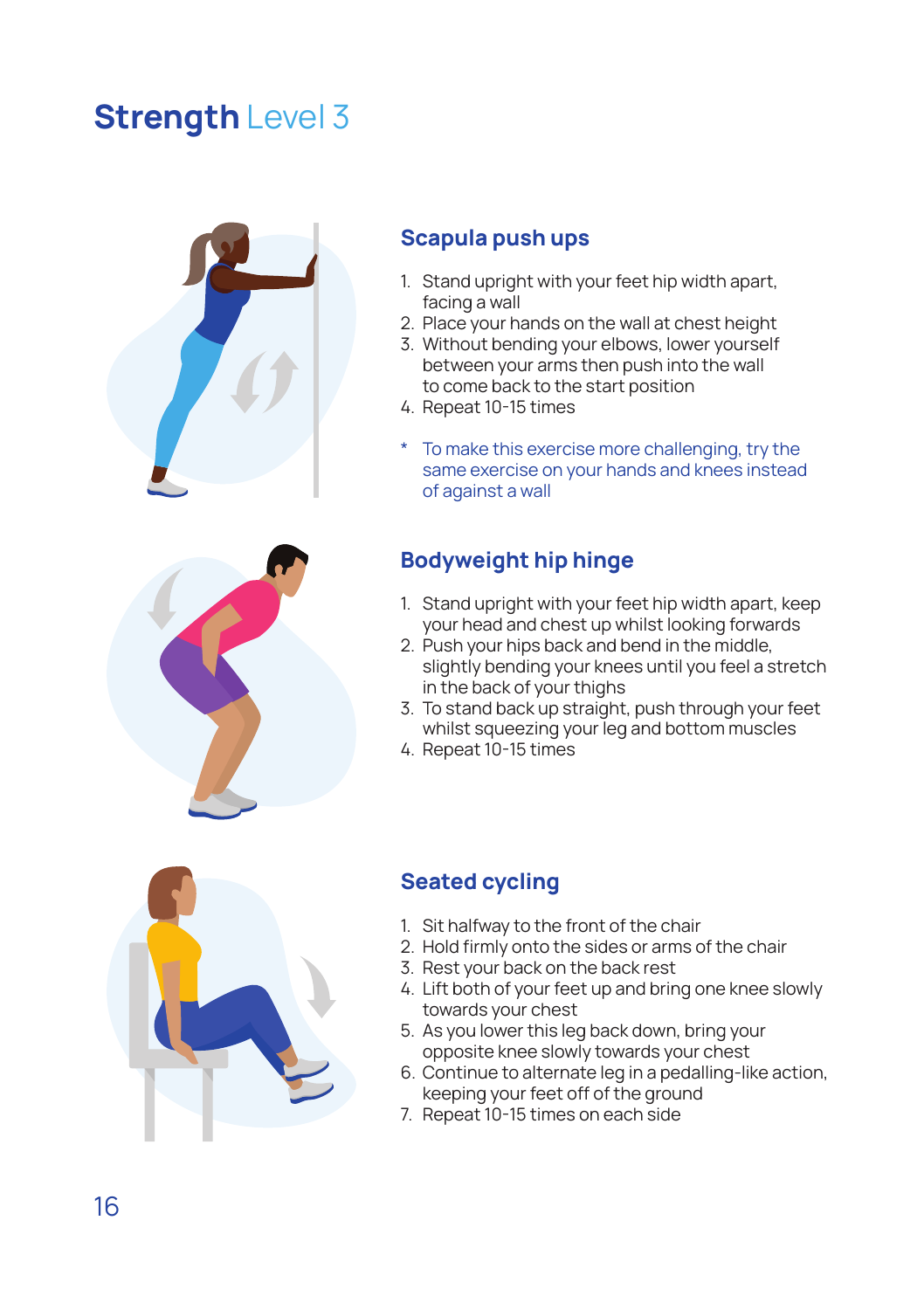# Strength Level 3

## Scapula push ups

1. Stand upright with your feet hip width apart, facing a wall
2. Place your hands on the wall at chest height
3. Without bending your elbows, lower yourself between your arms then push into the wall to come back to the start position
4. Repeat 10-15 times

* To make this exercise more challenging, try the same exercise on your hands and knees instead of against a wall

## Bodyweight hip hinge

1. Stand upright with your feet hip width apart, keep your head and chest up whilst looking forwards
2. Push your hips back and bend in the middle, slightly bending your knees until you feel a stretch in the back of your thighs
3. To stand back up straight, push through your feet whilst squeezing your leg and bottom muscles
4. Repeat 10-15 times

## Seated cycling

1. Sit halfway to the front of the chair
2. Hold firmly onto the sides or arms of the chair
3. Rest your back on the back rest
4. Lift both of your feet up and bring one knee slowly towards your chest
5. As you lower this leg back down, bring your opposite knee slowly towards your chest
6. Continue to alternate leg in a pedalling-like action, keeping your feet off of the ground
7. Repeat 10-15 times on each side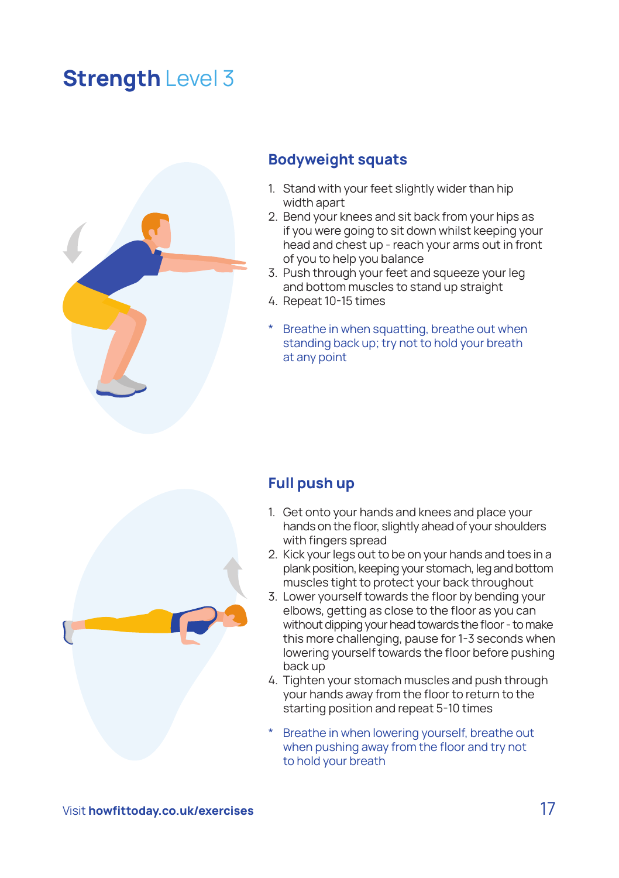# **Strength** Level 3

## Bodyweight squats

1. Stand with your feet slightly wider than hip width apart
2. Bend your knees and sit back from your hips as if you were going to sit down whilst keeping your head and chest up - reach your arms out in front of you to help you balance
3. Push through your feet and squeeze your leg and bottom muscles to stand up straight
4. Repeat 10-15 times

\* Breathe in when squatting, breathe out when standing back up; try not to hold your breath at any point

## Full push up

1. Get onto your hands and knees and place your hands on the floor, slightly ahead of your shoulders with fingers spread
2. Kick your legs out to be on your hands and toes in a plank position, keeping your stomach, leg and bottom muscles tight to protect your back throughout
3. Lower yourself towards the floor by bending your elbows, getting as close to the floor as you can without dipping your head towards the floor - to make this more challenging, pause for 1-3 seconds when lowering yourself towards the floor before pushing back up
4. Tighten your stomach muscles and push through your hands away from the floor to return to the starting position and repeat 5-10 times

\* Breathe in when lowering yourself, breathe out when pushing away from the floor and try not to hold your breath

Visit **howfittoday.co.uk/exercises**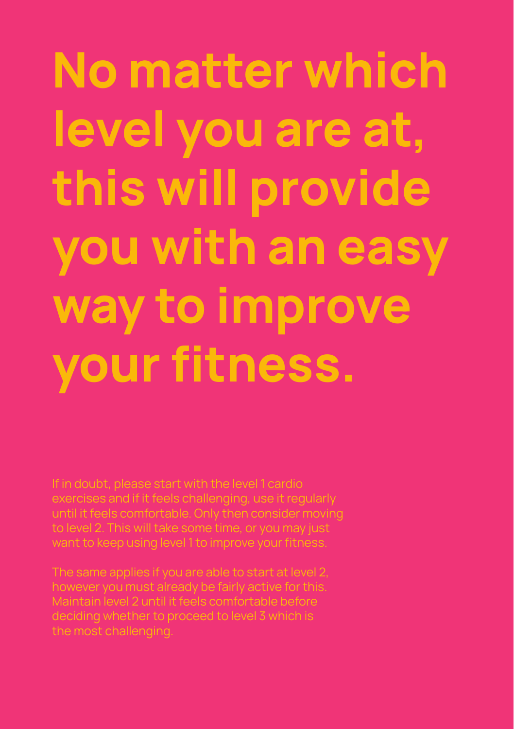# No matter which level you are at, this will provide you with an easy way to improve your fitness.

If in doubt, please start with the level 1 cardio exercises and if it feels challenging, use it regularly until it feels comfortable. Only then consider moving to level 2. This will take some time, or you may just want to keep using level 1 to improve your fitness.

The same applies if you are able to start at level 2, however you must already be fairly active for this. Maintain level 2 until it feels comfortable before deciding whether to proceed to level 3 which is the most challenging.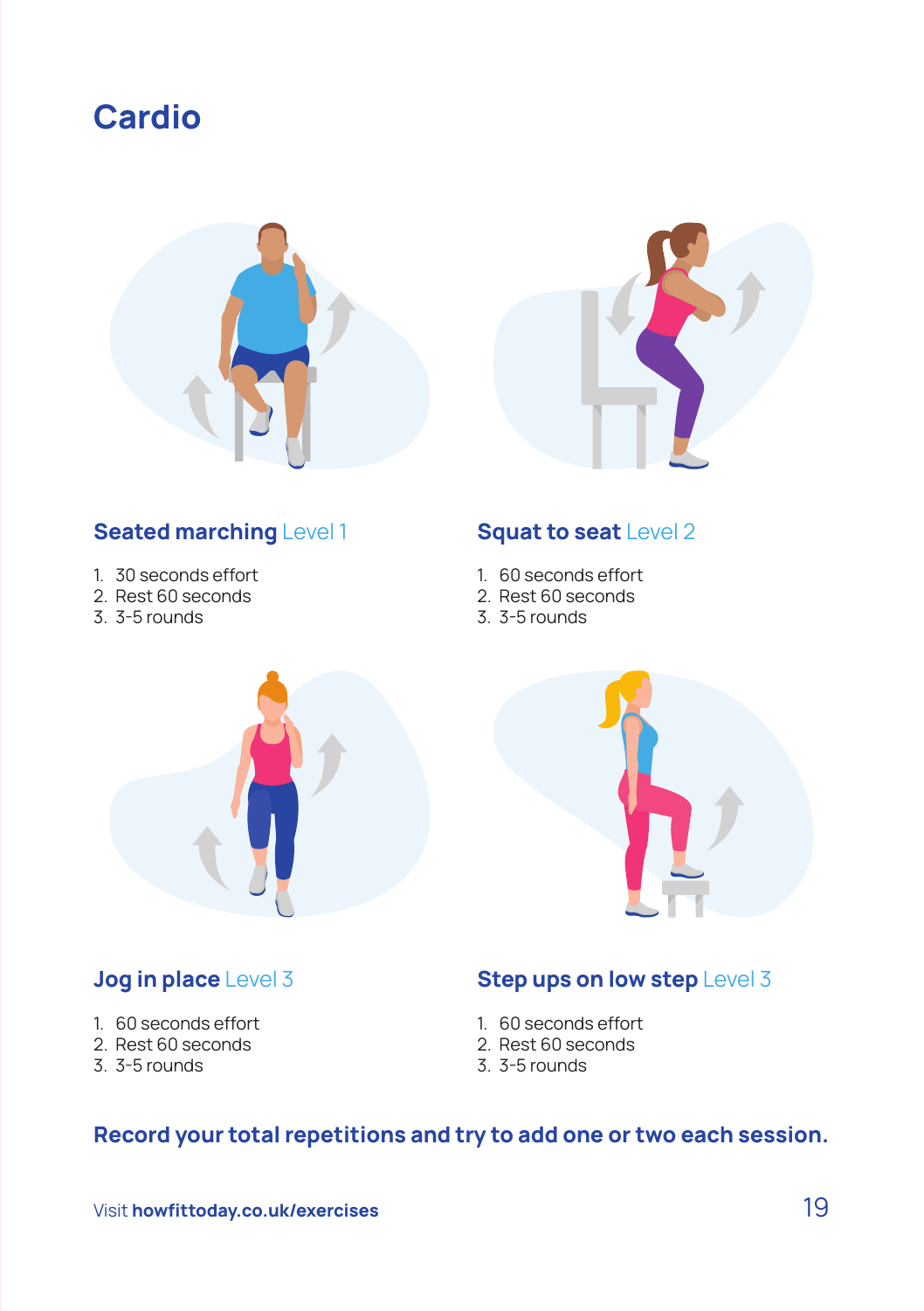# Cardio

## Seated marching Level 1

1. 30 seconds effort
2. Rest 60 seconds
3. 3-5 rounds

## Squat to seat Level 2

1. 60 seconds effort
2. Rest 60 seconds
3. 3-5 rounds

## Jog in place Level 3

1. 60 seconds effort
2. Rest 60 seconds
3. 3-5 rounds

## Step ups on low step Level 3

1. 60 seconds effort
2. Rest 60 seconds
3. 3-5 rounds

**Record your total repetitions and try to add one or two each session.**

Visit **howfittoday.co.uk/exercises**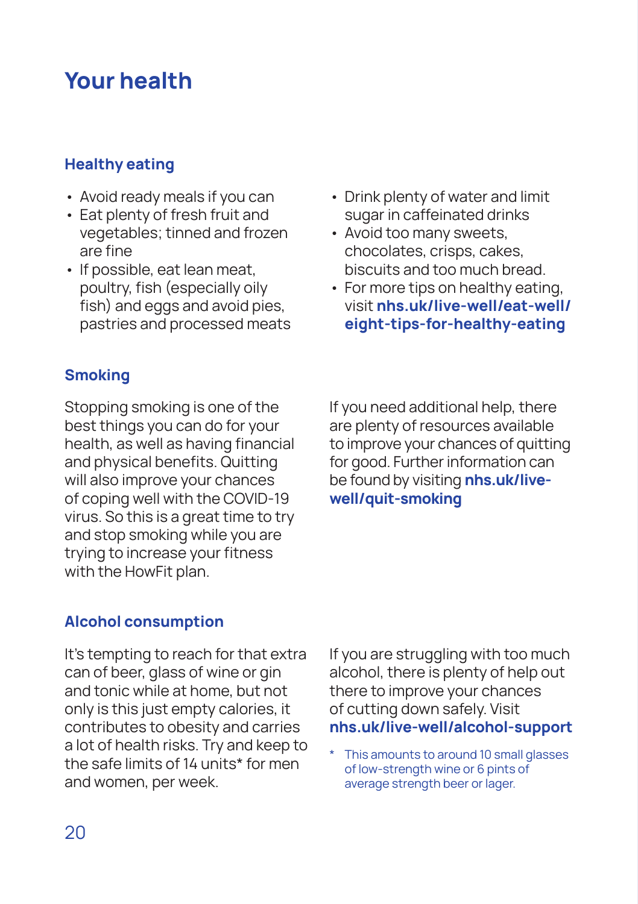# Your health

## Healthy eating

- Avoid ready meals if you can
- Eat plenty of fresh fruit and vegetables; tinned and frozen are fine
- If possible, eat lean meat, poultry, fish (especially oily fish) and eggs and avoid pies, pastries and processed meats
- Drink plenty of water and limit sugar in caffeinated drinks
- Avoid too many sweets, chocolates, crisps, cakes, biscuits and too much bread.
- For more tips on healthy eating, visit **nhs.uk/live-well/eat-well/eight-tips-for-healthy-eating**

## Smoking

Stopping smoking is one of the best things you can do for your health, as well as having financial and physical benefits. Quitting will also improve your chances of coping well with the COVID-19 virus. So this is a great time to try and stop smoking while you are trying to increase your fitness with the HowFit plan.

If you need additional help, there are plenty of resources available to improve your chances of quitting for good. Further information can be found by visiting **nhs.uk/live-well/quit-smoking**

## Alcohol consumption

It's tempting to reach for that extra can of beer, glass of wine or gin and tonic while at home, but not only is this just empty calories, it contributes to obesity and carries a lot of health risks. Try and keep to the safe limits of 14 units* for men and women, per week.

If you are struggling with too much alcohol, there is plenty of help out there to improve your chances of cutting down safely. Visit **nhs.uk/live-well/alcohol-support**

\* This amounts to around 10 small glasses of low-strength wine or 6 pints of average strength beer or lager.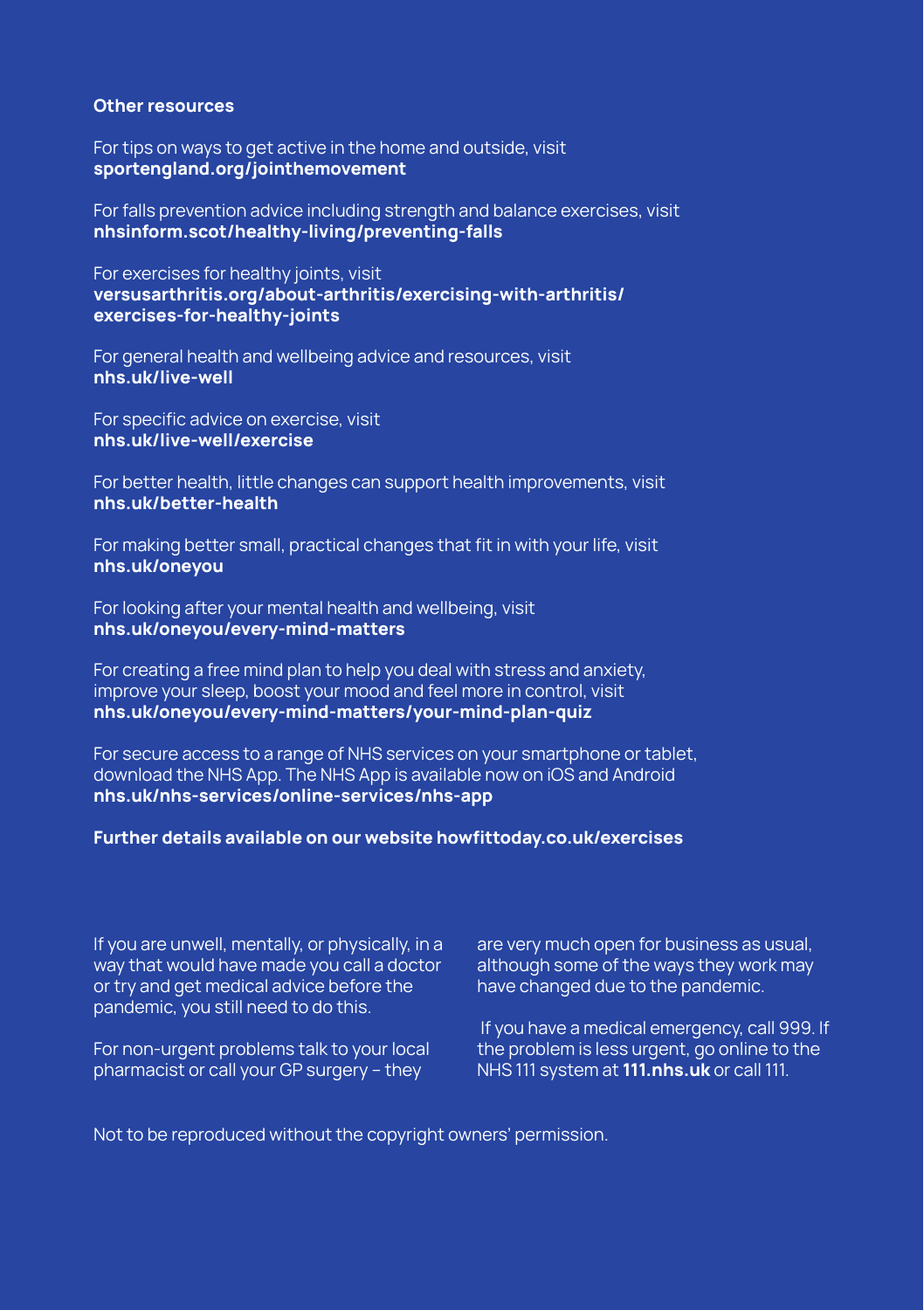**Other resources**

For tips on ways to get active in the home and outside, visit
**sportengland.org/jointhemovement**

For falls prevention advice including strength and balance exercises, visit
**nhsinform.scot/healthy-living/preventing-falls**

For exercises for healthy joints, visit
**versusarthritis.org/about-arthritis/exercising-with-arthritis/exercises-for-healthy-joints**

For general health and wellbeing advice and resources, visit
**nhs.uk/live-well**

For specific advice on exercise, visit
**nhs.uk/live-well/exercise**

For better health, little changes can support health improvements, visit
**nhs.uk/better-health**

For making better small, practical changes that fit in with your life, visit
**nhs.uk/oneyou**

For looking after your mental health and wellbeing, visit
**nhs.uk/oneyou/every-mind-matters**

For creating a free mind plan to help you deal with stress and anxiety, improve your sleep, boost your mood and feel more in control, visit
**nhs.uk/oneyou/every-mind-matters/your-mind-plan-quiz**

For secure access to a range of NHS services on your smartphone or tablet, download the NHS App. The NHS App is available now on iOS and Android
**nhs.uk/nhs-services/online-services/nhs-app**

**Further details available on our website howfittoday.co.uk/exercises**

If you are unwell, mentally, or physically, in a way that would have made you call a doctor or try and get medical advice before the pandemic, you still need to do this.

For non-urgent problems talk to your local pharmacist or call your GP surgery – they are very much open for business as usual, although some of the ways they work may have changed due to the pandemic.

If you have a medical emergency, call 999. If the problem is less urgent, go online to the NHS 111 system at **111.nhs.uk** or call 111.

Not to be reproduced without the copyright owners' permission.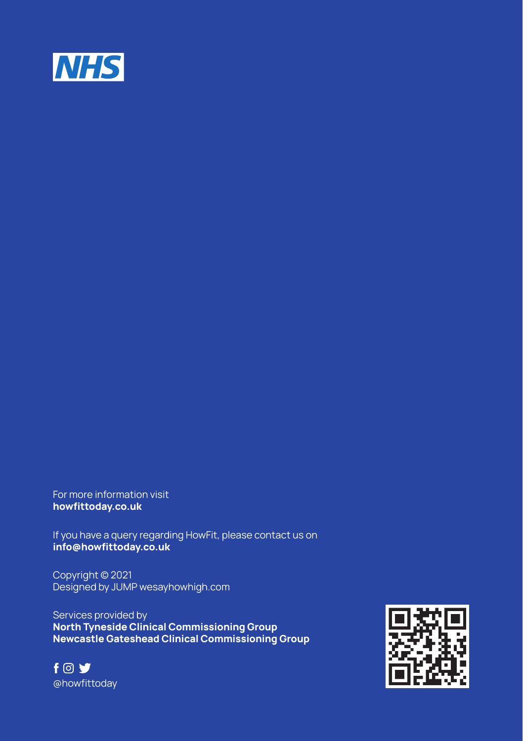NHS

For more information visit
**howfittoday.co.uk**

If you have a query regarding HowFit, please contact us on
**info@howfittoday.co.uk**

Copyright © 2021
Designed by JUMP wesayhowhigh.com

Services provided by
**North Tyneside Clinical Commissioning Group**
**Newcastle Gateshead Clinical Commissioning Group**

@howfittoday